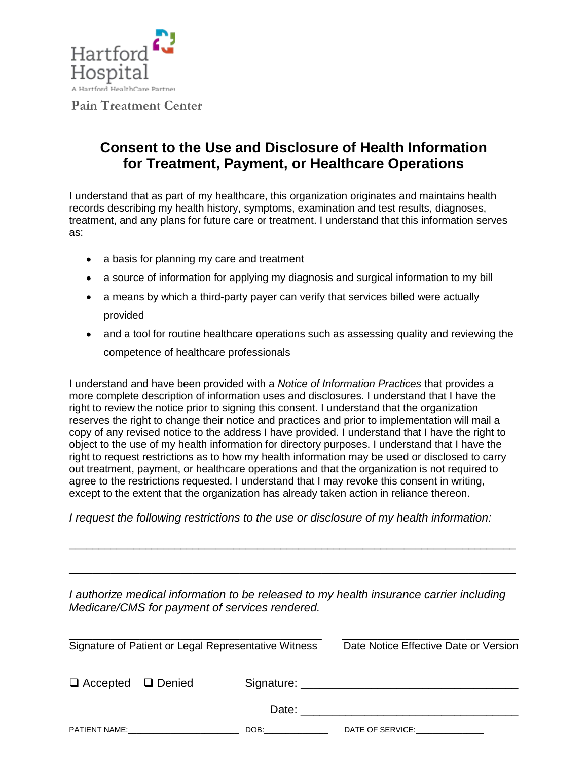Hartford Hospital

A Hartford HealthCare Partner

**Pain Treatment Center**

# Consent to the Use and Disclosure of Health Information for Treatment, Payment, or Healthcare Operations

I understand that as part of my healthcare, this organization originates and maintains health records describing my health history, symptoms, examination and test results, diagnoses, treatment, and any plans for future care or treatment. I understand that this information serves as:

- a basis for planning my care and treatment
- a source of information for applying my diagnosis and surgical information to my bill
- a means by which a third-party payer can verify that services billed were actually provided
- and a tool for routine healthcare operations such as assessing quality and reviewing the competence of healthcare professionals

I understand and have been provided with a *Notice of Information Practices* that provides a more complete description of information uses and disclosures. I understand that I have the right to review the notice prior to signing this consent. I understand that the organization reserves the right to change their notice and practices and prior to implementation will mail a copy of any revised notice to the address I have provided. I understand that I have the right to object to the use of my health information for directory purposes. I understand that I have the right to request restrictions as to how my health information may be used or disclosed to carry out treatment, payment, or healthcare operations and that the organization is not required to agree to the restrictions requested. I understand that I may revoke this consent in writing, except to the extent that the organization has already taken action in reliance thereon.

*I request the following restrictions to the use or disclosure of my health information:*

_______________________________________________________________________

_______________________________________________________________________

*I authorize medical information to be released to my health insurance carrier including Medicare/CMS for payment of services rendered.*

_______________________________________ ____________________________

Signature of Patient or Legal Representative Witness Date Notice Effective Date or Version

☐ Accepted ☐ Denied Signature: ______________________________

Date: ______________________________

PATIENT NAME:______________________ DOB:____________ DATE OF SERVICE:_____________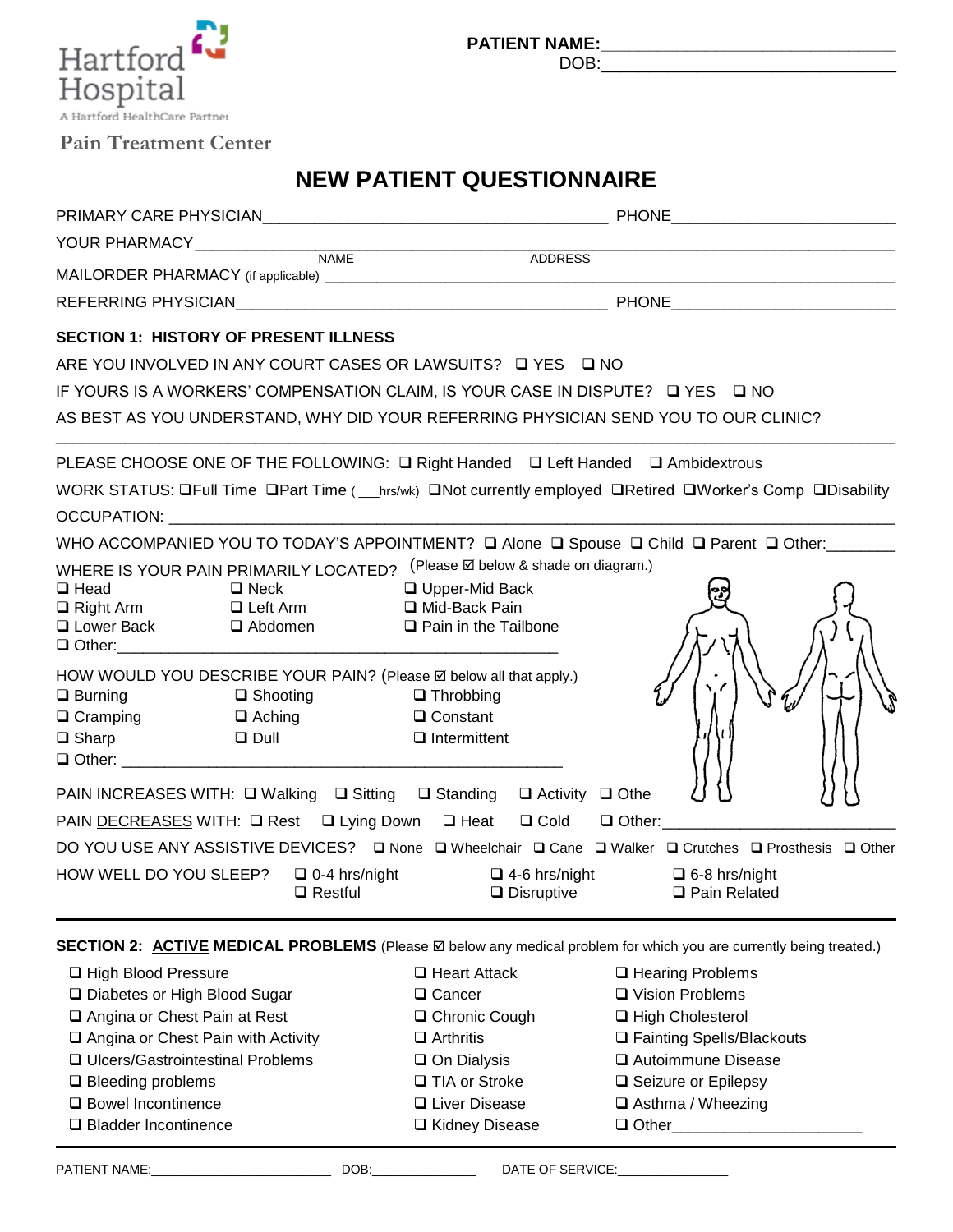Hartford Hospital

A Hartford HealthCare Partner

Pain Treatment Center

PATIENT NAME:\_\_\_\_\_\_\_\_\_\_\_\_\_\_\_\_\_\_\_\_\_\_\_\_\_\_\_\_\_\_

DOB:\_\_\_\_\_\_\_\_\_\_\_\_\_\_\_\_\_\_\_\_\_\_\_\_\_\_\_\_\_\_

# NEW PATIENT QUESTIONNAIRE

PRIMARY CARE PHYSICIAN\_\_\_\_\_\_\_\_\_\_\_\_\_\_\_\_\_\_\_\_\_\_\_\_\_\_\_\_\_\_\_\_\_\_\_\_ PHONE\_\_\_\_\_\_\_\_\_\_\_\_\_\_\_\_\_\_\_\_\_\_

YOUR PHARMACY\_\_\_\_\_\_\_\_\_\_\_\_\_\_\_\_\_\_\_\_\_\_\_\_\_\_\_\_\_\_\_\_\_\_\_\_\_\_\_\_\_\_\_\_\_\_\_\_\_\_\_\_\_\_\_\_\_\_\_\_\_\_\_
NAME ADDRESS

MAILORDER PHARMACY (if applicable) \_\_\_\_\_\_\_\_\_\_\_\_\_\_\_\_\_\_\_\_\_\_\_\_\_\_\_\_\_\_\_\_\_\_\_\_\_\_\_\_\_\_\_\_\_\_\_\_\_\_\_\_\_

REFERRING PHYSICIAN\_\_\_\_\_\_\_\_\_\_\_\_\_\_\_\_\_\_\_\_\_\_\_\_\_\_\_\_\_\_\_\_\_\_\_\_\_\_ PHONE\_\_\_\_\_\_\_\_\_\_\_\_\_\_\_\_\_\_\_\_\_\_

## SECTION 1: HISTORY OF PRESENT ILLNESS

ARE YOU INVOLVED IN ANY COURT CASES OR LAWSUITS? ❑ YES ❑ NO

IF YOURS IS A WORKERS' COMPENSATION CLAIM, IS YOUR CASE IN DISPUTE? ❑ YES ❑ NO

AS BEST AS YOU UNDERSTAND, WHY DID YOUR REFERRING PHYSICIAN SEND YOU TO OUR CLINIC?

\_\_\_\_\_\_\_\_\_\_\_\_\_\_\_\_\_\_\_\_\_\_\_\_\_\_\_\_\_\_\_\_\_\_\_\_\_\_\_\_\_\_\_\_\_\_\_\_\_\_\_\_\_\_\_\_\_\_\_\_\_\_\_\_\_\_\_\_\_\_\_\_\_\_\_\_\_\_

PLEASE CHOOSE ONE OF THE FOLLOWING: ❑ Right Handed ❑ Left Handed ❑ Ambidextrous

WORK STATUS: ❑Full Time ❑Part Time (\_\_\_hrs/wk) ❑Not currently employed ❑Retired ❑Worker's Comp ❑Disability

OCCUPATION: \_\_\_\_\_\_\_\_\_\_\_\_\_\_\_\_\_\_\_\_\_\_\_\_\_\_\_\_\_\_\_\_\_\_\_\_\_\_\_\_\_\_\_\_\_\_\_\_\_\_\_\_\_\_\_\_\_\_\_\_\_\_\_\_\_\_\_\_\_\_\_

WHO ACCOMPANIED YOU TO TODAY'S APPOINTMENT? ❑ Alone ❑ Spouse ❑ Child ❑ Parent ❑ Other:\_\_\_\_\_\_\_\_

WHERE IS YOUR PAIN PRIMARILY LOCATED? (Please ☑ below & shade on diagram.)

❑ Head ❑ Neck ❑ Upper-Mid Back
❑ Right Arm ❑ Left Arm ❑ Mid-Back Pain
❑ Lower Back ❑ Abdomen ❑ Pain in the Tailbone
❑ Other:\_\_\_\_\_\_\_\_\_\_\_\_\_\_\_\_\_\_\_\_\_\_\_\_\_\_\_\_\_\_\_\_\_\_\_\_\_\_\_\_\_\_\_\_\_\_\_\_\_\_\_

HOW WOULD YOU DESCRIBE YOUR PAIN? (Please ☑ below all that apply.)

❑ Burning ❑ Shooting ❑ Throbbing
❑ Cramping ❑ Aching ❑ Constant
❑ Sharp ❑ Dull ❑ Intermittent
❑ Other: \_\_\_\_\_\_\_\_\_\_\_\_\_\_\_\_\_\_\_\_\_\_\_\_\_\_\_\_\_\_\_\_\_\_\_\_\_\_\_\_\_\_\_\_\_\_\_\_\_\_\_

PAIN INCREASES WITH: ❑ Walking ❑ Sitting ❑ Standing ❑ Activity ❑ Othe

PAIN DECREASES WITH: ❑ Rest ❑ Lying Down ❑ Heat ❑ Cold ❑ Other:\_\_\_\_\_\_\_\_\_\_\_\_\_\_\_\_\_\_\_\_\_\_\_\_\_

DO YOU USE ANY ASSISTIVE DEVICES? ❑ None ❑ Wheelchair ❑ Cane ❑ Walker ❑ Crutches ❑ Prosthesis ❑ Other

HOW WELL DO YOU SLEEP? ❑ 0-4 hrs/night ❑ 4-6 hrs/night ❑ 6-8 hrs/night
❑ Restful ❑ Disruptive ❑ Pain Related

## SECTION 2: ACTIVE MEDICAL PROBLEMS (Please ☑ below any medical problem for which you are currently being treated.)

❑ High Blood Pressure ❑ Heart Attack ❑ Hearing Problems
❑ Diabetes or High Blood Sugar ❑ Cancer ❑ Vision Problems
❑ Angina or Chest Pain at Rest ❑ Chronic Cough ❑ High Cholesterol
❑ Angina or Chest Pain with Activity ❑ Arthritis ❑ Fainting Spells/Blackouts
❑ Ulcers/Gastrointestinal Problems ❑ On Dialysis ❑ Autoimmune Disease
❑ Bleeding problems ❑ TIA or Stroke ❑ Seizure or Epilepsy
❑ Bowel Incontinence ❑ Liver Disease ❑ Asthma / Wheezing
❑ Bladder Incontinence ❑ Kidney Disease ❑ Other\_\_\_\_\_\_\_\_\_\_\_\_\_\_\_\_\_\_\_\_\_

PATIENT NAME:\_\_\_\_\_\_\_\_\_\_\_\_\_\_\_\_\_\_\_\_\_\_\_ DOB:\_\_\_\_\_\_\_\_\_\_\_\_\_\_ DATE OF SERVICE:\_\_\_\_\_\_\_\_\_\_\_\_\_\_\_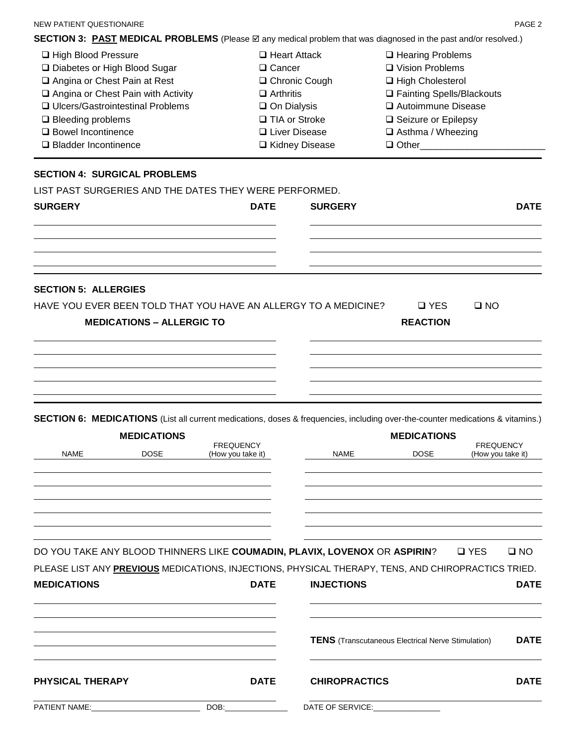## SECTION 3: PAST MEDICAL PROBLEMS (Please ☑ any medical problem that was diagnosed in the past and/or resolved.)

- ☐ High Blood Pressure
- ☐ Diabetes or High Blood Sugar
- ☐ Angina or Chest Pain at Rest
- ☐ Angina or Chest Pain with Activity
- ☐ Ulcers/Gastrointestinal Problems
- ☐ Bleeding problems
- ☐ Bowel Incontinence
- ☐ Bladder Incontinence
- ☐ Heart Attack
- ☐ Cancer
- ☐ Chronic Cough
- ☐ Arthritis
- ☐ On Dialysis
- ☐ TIA or Stroke
- ☐ Liver Disease
- ☐ Kidney Disease
- ☐ Hearing Problems
- ☐ Vision Problems
- ☐ High Cholesterol
- ☐ Fainting Spells/Blackouts
- ☐ Autoimmune Disease
- ☐ Seizure or Epilepsy
- ☐ Asthma / Wheezing
- ☐ Other________________________

## SECTION 4: SURGICAL PROBLEMS

LIST PAST SURGERIES AND THE DATES THEY WERE PERFORMED.

| SURGERY | DATE | SURGERY | DATE |
|---|---|---|---|
| | | | |
| | | | |
| | | | |
| | | | |

## SECTION 5: ALLERGIES

HAVE YOU EVER BEEN TOLD THAT YOU HAVE AN ALLERGY TO A MEDICINE? ☐ YES ☐ NO

| MEDICATIONS – ALLERGIC TO | REACTION |
|---|---|
| | |
| | |
| | |
| | |
| | |

## SECTION 6: MEDICATIONS (List all current medications, doses & frequencies, including over-the-counter medications & vitamins.)

| MEDICATIONS | | | MEDICATIONS | | |
|---|---|---|---|---|---|
| NAME | DOSE | FREQUENCY (How you take it) | NAME | DOSE | FREQUENCY (How you take it) |
| | | | | | |
| | | | | | |
| | | | | | |
| | | | | | |
| | | | | | |
| | | | | | |

DO YOU TAKE ANY BLOOD THINNERS LIKE **COUMADIN, PLAVIX, LOVENOX** OR **ASPIRIN**? ☐ YES ☐ NO

PLEASE LIST ANY **PREVIOUS** MEDICATIONS, INJECTIONS, PHYSICAL THERAPY, TENS, AND CHIROPRACTICS TRIED.

| MEDICATIONS | DATE | INJECTIONS | DATE |
|---|---|---|---|
| | | | |
| | | | |
| | | **TENS** (Transcutaneous Electrical Nerve Stimulation) | **DATE** |
| | | | |
| | | | |

| PHYSICAL THERAPY | DATE | CHIROPRACTICS | DATE |
|---|---|---|---|
| | | | |

PATIENT NAME:________________________ DOB:______________ DATE OF SERVICE:_______________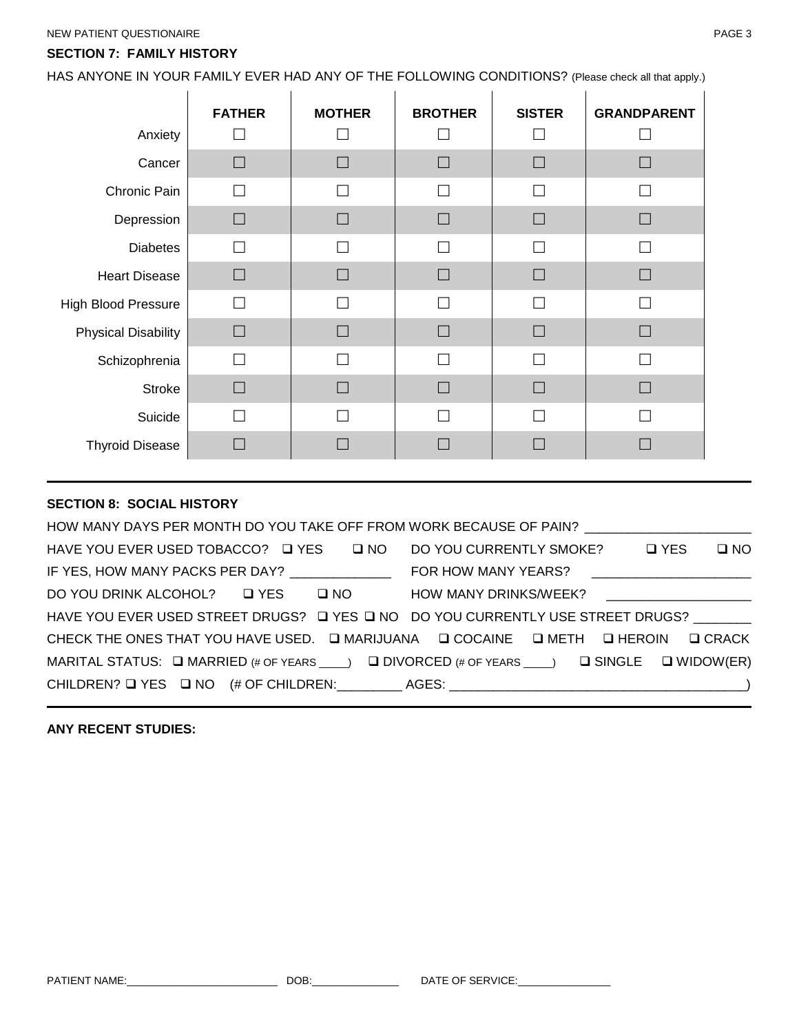## SECTION 7: FAMILY HISTORY

HAS ANYONE IN YOUR FAMILY EVER HAD ANY OF THE FOLLOWING CONDITIONS? (Please check all that apply.)

| | FATHER | MOTHER | BROTHER | SISTER | GRANDPARENT |
|---|---|---|---|---|---|
| Anxiety | ☐ | ☐ | ☐ | ☐ | ☐ |
| Cancer | ☐ | ☐ | ☐ | ☐ | ☐ |
| Chronic Pain | ☐ | ☐ | ☐ | ☐ | ☐ |
| Depression | ☐ | ☐ | ☐ | ☐ | ☐ |
| Diabetes | ☐ | ☐ | ☐ | ☐ | ☐ |
| Heart Disease | ☐ | ☐ | ☐ | ☐ | ☐ |
| High Blood Pressure | ☐ | ☐ | ☐ | ☐ | ☐ |
| Physical Disability | ☐ | ☐ | ☐ | ☐ | ☐ |
| Schizophrenia | ☐ | ☐ | ☐ | ☐ | ☐ |
| Stroke | ☐ | ☐ | ☐ | ☐ | ☐ |
| Suicide | ☐ | ☐ | ☐ | ☐ | ☐ |
| Thyroid Disease | ☐ | ☐ | ☐ | ☐ | ☐ |

---

## SECTION 8: SOCIAL HISTORY

HOW MANY DAYS PER MONTH DO YOU TAKE OFF FROM WORK BECAUSE OF PAIN? ____________________

HAVE YOU EVER USED TOBACCO? ❑ YES ❑ NO DO YOU CURRENTLY SMOKE? ❑ YES ❑ NO

IF YES, HOW MANY PACKS PER DAY? _____________ FOR HOW MANY YEARS? ____________________

DO YOU DRINK ALCOHOL? ❑ YES ❑ NO HOW MANY DRINKS/WEEK? __________________

HAVE YOU EVER USED STREET DRUGS? ❑ YES ❑ NO DO YOU CURRENTLY USE STREET DRUGS? _______

CHECK THE ONES THAT YOU HAVE USED. ❑ MARIJUANA ❑ COCAINE ❑ METH ❑ HEROIN ❑ CRACK

MARITAL STATUS: ❑ MARRIED (# OF YEARS ____) ❑ DIVORCED (# OF YEARS ____) ❑ SINGLE ❑ WIDOW(ER)

CHILDREN? ❑ YES ❑ NO (# OF CHILDREN:________ AGES: ____________________________________)

---

**ANY RECENT STUDIES:**

PATIENT NAME:________________________ DOB:______________ DATE OF SERVICE:_______________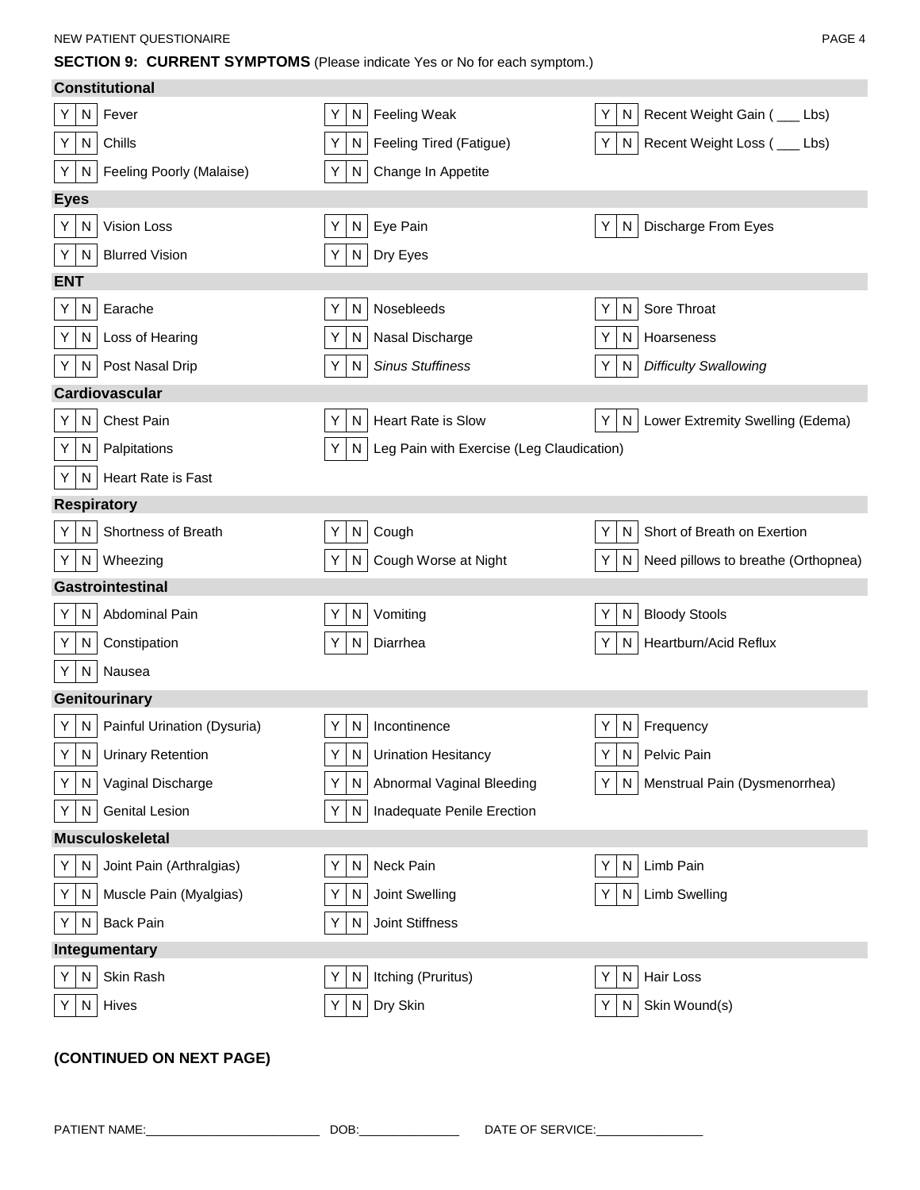## SECTION 9: CURRENT SYMPTOMS (Please indicate Yes or No for each symptom.)

### Constitutional

| | | |
|---|---|---|
| Y \| N Fever | Y \| N Feeling Weak | Y \| N Recent Weight Gain ( ___ Lbs) |
| Y \| N Chills | Y \| N Feeling Tired (Fatigue) | Y \| N Recent Weight Loss ( ___ Lbs) |
| Y \| N Feeling Poorly (Malaise) | Y \| N Change In Appetite | |

### Eyes

| | | |
|---|---|---|
| Y \| N Vision Loss | Y \| N Eye Pain | Y \| N Discharge From Eyes |
| Y \| N Blurred Vision | Y \| N Dry Eyes | |

### ENT

| | | |
|---|---|---|
| Y \| N Earache | Y \| N Nosebleeds | Y \| N Sore Throat |
| Y \| N Loss of Hearing | Y \| N Nasal Discharge | Y \| N Hoarseness |
| Y \| N Post Nasal Drip | Y \| N *Sinus Stuffiness* | Y \| N *Difficulty Swallowing* |

### Cardiovascular

| | | |
|---|---|---|
| Y \| N Chest Pain | Y \| N Heart Rate is Slow | Y \| N Lower Extremity Swelling (Edema) |
| Y \| N Palpitations | Y \| N Leg Pain with Exercise (Leg Claudication) | |
| Y \| N Heart Rate is Fast | | |

### Respiratory

| | | |
|---|---|---|
| Y \| N Shortness of Breath | Y \| N Cough | Y \| N Short of Breath on Exertion |
| Y \| N Wheezing | Y \| N Cough Worse at Night | Y \| N Need pillows to breathe (Orthopnea) |

### Gastrointestinal

| | | |
|---|---|---|
| Y \| N Abdominal Pain | Y \| N Vomiting | Y \| N Bloody Stools |
| Y \| N Constipation | Y \| N Diarrhea | Y \| N Heartburn/Acid Reflux |
| Y \| N Nausea | | |

### Genitourinary

| | | |
|---|---|---|
| Y \| N Painful Urination (Dysuria) | Y \| N Incontinence | Y \| N Frequency |
| Y \| N Urinary Retention | Y \| N Urination Hesitancy | Y \| N Pelvic Pain |
| Y \| N Vaginal Discharge | Y \| N Abnormal Vaginal Bleeding | Y \| N Menstrual Pain (Dysmenorrhea) |
| Y \| N Genital Lesion | Y \| N Inadequate Penile Erection | |

### Musculoskeletal

| | | |
|---|---|---|
| Y \| N Joint Pain (Arthralgias) | Y \| N Neck Pain | Y \| N Limb Pain |
| Y \| N Muscle Pain (Myalgias) | Y \| N Joint Swelling | Y \| N Limb Swelling |
| Y \| N Back Pain | Y \| N Joint Stiffness | |

### Integumentary

| | | |
|---|---|---|
| Y \| N Skin Rash | Y \| N Itching (Pruritus) | Y \| N Hair Loss |
| Y \| N Hives | Y \| N Dry Skin | Y \| N Skin Wound(s) |

**(CONTINUED ON NEXT PAGE)**

PATIENT NAME:________________________ DOB:______________ DATE OF SERVICE:_______________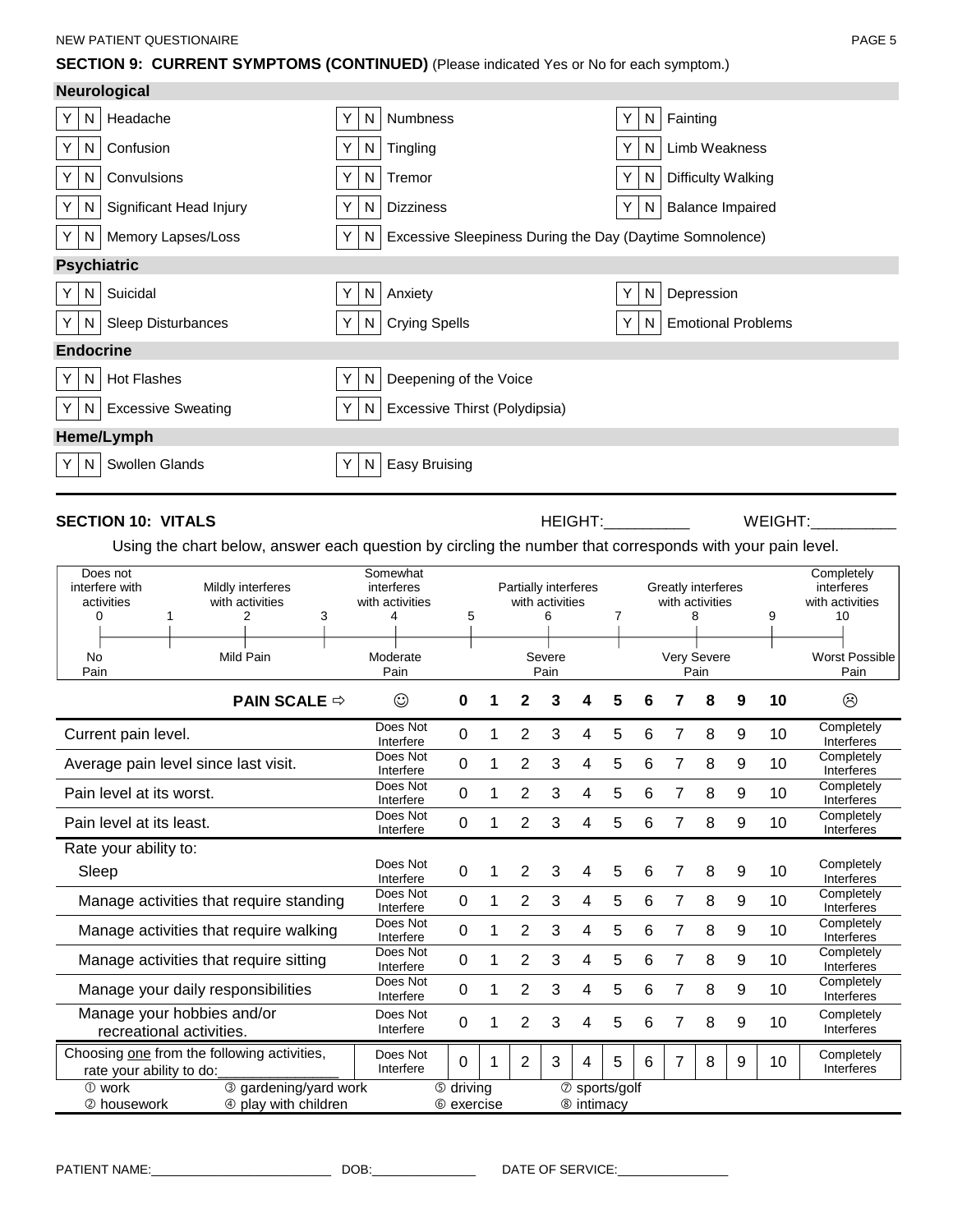## SECTION 9: CURRENT SYMPTOMS (CONTINUED) (Please indicated Yes or No for each symptom.)

### Neurological

| | | |
|---|---|---|
| Y \| N Headache | Y \| N Numbness | Y \| N Fainting |
| Y \| N Confusion | Y \| N Tingling | Y \| N Limb Weakness |
| Y \| N Convulsions | Y \| N Tremor | Y \| N Difficulty Walking |
| Y \| N Significant Head Injury | Y \| N Dizziness | Y \| N Balance Impaired |
| Y \| N Memory Lapses/Loss | Y \| N Excessive Sleepiness During the Day (Daytime Somnolence) | |

### Psychiatric

| | | |
|---|---|---|
| Y \| N Suicidal | Y \| N Anxiety | Y \| N Depression |
| Y \| N Sleep Disturbances | Y \| N Crying Spells | Y \| N Emotional Problems |

### Endocrine

| | |
|---|---|
| Y \| N Hot Flashes | Y \| N Deepening of the Voice |
| Y \| N Excessive Sweating | Y \| N Excessive Thirst (Polydipsia) |

### Heme/Lymph

| | |
|---|---|
| Y \| N Swollen Glands | Y \| N Easy Bruising |

## SECTION 10: VITALS

HEIGHT:__________ WEIGHT:__________

Using the chart below, answer each question by circling the number that corresponds with your pain level.

| 0 | 1 | 2 | 3 | 4 | 5 | 6 | 7 | 8 | 9 | 10 |
|---|---|---|---|---|---|---|---|---|---|---|
| Does not interfere with activities | | Mildly interferes with activities | | Somewhat interferes with activities | | Partially interferes with activities | | Greatly interferes with activities | | Completely interferes with activities |
| No Pain | | Mild Pain | | Moderate Pain | | Severe Pain | | Very Severe Pain | | Worst Possible Pain |

| PAIN SCALE ⇨ | ☺ | 0 | 1 | 2 | 3 | 4 | 5 | 6 | 7 | 8 | 9 | 10 | ☹ |
|---|---|---|---|---|---|---|---|---|---|---|---|---|---|
| Current pain level. | Does Not Interfere | 0 | 1 | 2 | 3 | 4 | 5 | 6 | 7 | 8 | 9 | 10 | Completely Interferes |
| Average pain level since last visit. | Does Not Interfere | 0 | 1 | 2 | 3 | 4 | 5 | 6 | 7 | 8 | 9 | 10 | Completely Interferes |
| Pain level at its worst. | Does Not Interfere | 0 | 1 | 2 | 3 | 4 | 5 | 6 | 7 | 8 | 9 | 10 | Completely Interferes |
| Pain level at its least. | Does Not Interfere | 0 | 1 | 2 | 3 | 4 | 5 | 6 | 7 | 8 | 9 | 10 | Completely Interferes |
| Rate your ability to: | | | | | | | | | | | | | |
| Sleep | Does Not Interfere | 0 | 1 | 2 | 3 | 4 | 5 | 6 | 7 | 8 | 9 | 10 | Completely Interferes |
| Manage activities that require standing | Does Not Interfere | 0 | 1 | 2 | 3 | 4 | 5 | 6 | 7 | 8 | 9 | 10 | Completely Interferes |
| Manage activities that require walking | Does Not Interfere | 0 | 1 | 2 | 3 | 4 | 5 | 6 | 7 | 8 | 9 | 10 | Completely Interferes |
| Manage activities that require sitting | Does Not Interfere | 0 | 1 | 2 | 3 | 4 | 5 | 6 | 7 | 8 | 9 | 10 | Completely Interferes |
| Manage your daily responsibilities | Does Not Interfere | 0 | 1 | 2 | 3 | 4 | 5 | 6 | 7 | 8 | 9 | 10 | Completely Interferes |
| Manage your hobbies and/or recreational activities. | Does Not Interfere | 0 | 1 | 2 | 3 | 4 | 5 | 6 | 7 | 8 | 9 | 10 | Completely Interferes |
| Choosing one from the following activities, rate your ability to do:_______________ | Does Not Interfere | 0 | 1 | 2 | 3 | 4 | 5 | 6 | 7 | 8 | 9 | 10 | Completely Interferes |

① work ② housework ③ gardening/yard work ④ play with children ⑤ driving ⑥ exercise ⑦ sports/golf ⑧ intimacy

PATIENT NAME:__________________________ DOB:______________ DATE OF SERVICE:________________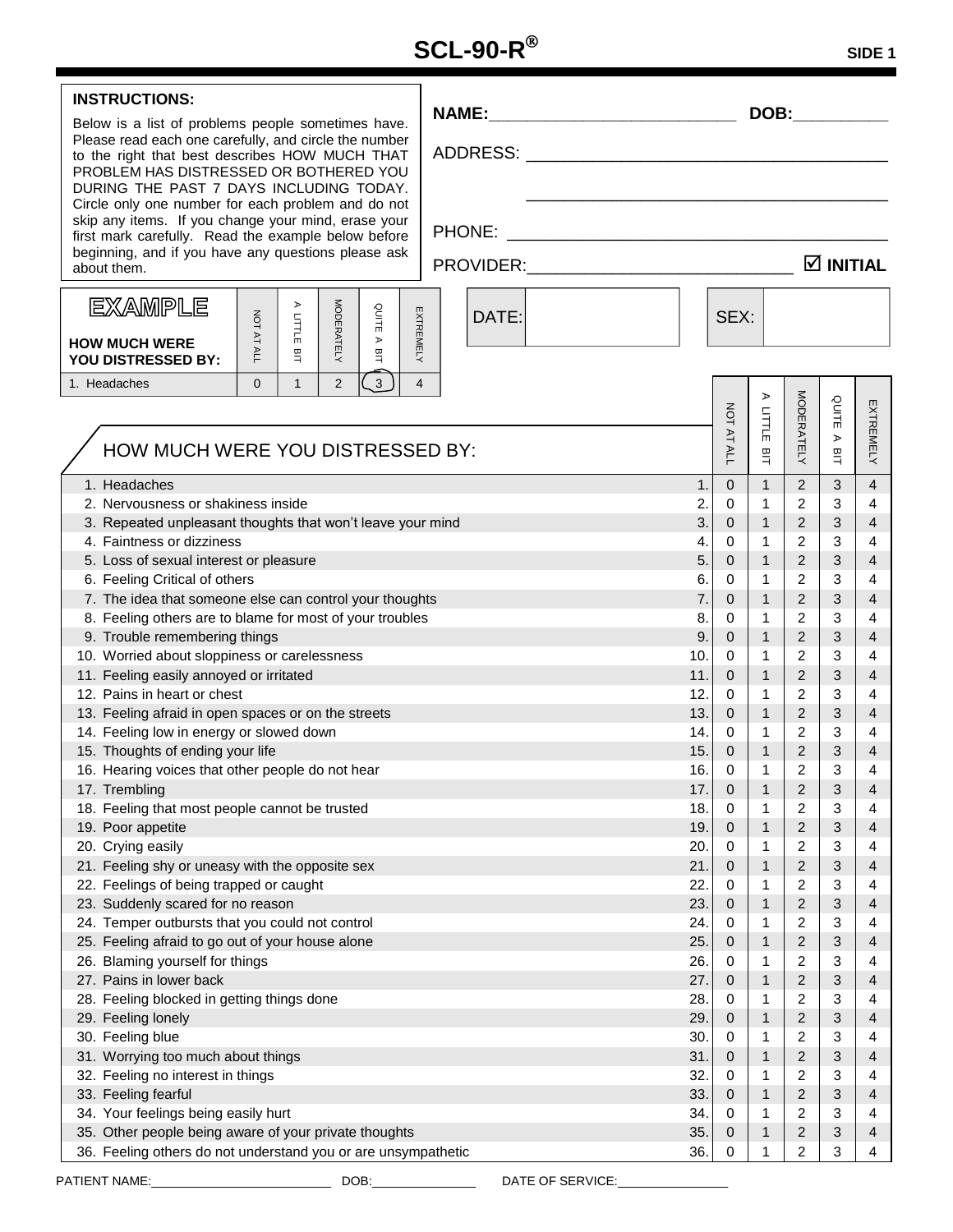# SCL-90-R®

**SIDE 1**

**INSTRUCTIONS:**

Below is a list of problems people sometimes have. Please read each one carefully, and circle the number to the right that best describes HOW MUCH THAT PROBLEM HAS DISTRESSED OR BOTHERED YOU DURING THE PAST 7 DAYS INCLUDING TODAY. Circle only one number for each problem and do not skip any items. If you change your mind, erase your first mark carefully. Read the example below before beginning, and if you have any questions please ask about them.

**NAME:**_______________________ **DOB:**__________

ADDRESS: ___________________________________

___________________________________

PHONE: ___________________________________

PROVIDER:_______________________ ☑ **INITIAL**

DATE: | SEX:

**EXAMPLE**

| HOW MUCH WERE YOU DISTRESSED BY: | NOT AT ALL | A LITTLE BIT | MODERATELY | QUITE A BIT | EXTREMELY |
|---|---|---|---|---|---|
| 1. Headaches | 0 | 1 | 2 | (3) | 4 |

| HOW MUCH WERE YOU DISTRESSED BY: | | NOT AT ALL | A LITTLE BIT | MODERATELY | QUITE A BIT | EXTREMELY |
|---|---|---|---|---|---|---|
| 1. Headaches | 1. | 0 | 1 | 2 | 3 | 4 |
| 2. Nervousness or shakiness inside | 2. | 0 | 1 | 2 | 3 | 4 |
| 3. Repeated unpleasant thoughts that won't leave your mind | 3. | 0 | 1 | 2 | 3 | 4 |
| 4. Faintness or dizziness | 4. | 0 | 1 | 2 | 3 | 4 |
| 5. Loss of sexual interest or pleasure | 5. | 0 | 1 | 2 | 3 | 4 |
| 6. Feeling Critical of others | 6. | 0 | 1 | 2 | 3 | 4 |
| 7. The idea that someone else can control your thoughts | 7. | 0 | 1 | 2 | 3 | 4 |
| 8. Feeling others are to blame for most of your troubles | 8. | 0 | 1 | 2 | 3 | 4 |
| 9. Trouble remembering things | 9. | 0 | 1 | 2 | 3 | 4 |
| 10. Worried about sloppiness or carelessness | 10. | 0 | 1 | 2 | 3 | 4 |
| 11. Feeling easily annoyed or irritated | 11. | 0 | 1 | 2 | 3 | 4 |
| 12. Pains in heart or chest | 12. | 0 | 1 | 2 | 3 | 4 |
| 13. Feeling afraid in open spaces or on the streets | 13. | 0 | 1 | 2 | 3 | 4 |
| 14. Feeling low in energy or slowed down | 14. | 0 | 1 | 2 | 3 | 4 |
| 15. Thoughts of ending your life | 15. | 0 | 1 | 2 | 3 | 4 |
| 16. Hearing voices that other people do not hear | 16. | 0 | 1 | 2 | 3 | 4 |
| 17. Trembling | 17. | 0 | 1 | 2 | 3 | 4 |
| 18. Feeling that most people cannot be trusted | 18. | 0 | 1 | 2 | 3 | 4 |
| 19. Poor appetite | 19. | 0 | 1 | 2 | 3 | 4 |
| 20. Crying easily | 20. | 0 | 1 | 2 | 3 | 4 |
| 21. Feeling shy or uneasy with the opposite sex | 21. | 0 | 1 | 2 | 3 | 4 |
| 22. Feelings of being trapped or caught | 22. | 0 | 1 | 2 | 3 | 4 |
| 23. Suddenly scared for no reason | 23. | 0 | 1 | 2 | 3 | 4 |
| 24. Temper outbursts that you could not control | 24. | 0 | 1 | 2 | 3 | 4 |
| 25. Feeling afraid to go out of your house alone | 25. | 0 | 1 | 2 | 3 | 4 |
| 26. Blaming yourself for things | 26. | 0 | 1 | 2 | 3 | 4 |
| 27. Pains in lower back | 27. | 0 | 1 | 2 | 3 | 4 |
| 28. Feeling blocked in getting things done | 28. | 0 | 1 | 2 | 3 | 4 |
| 29. Feeling lonely | 29. | 0 | 1 | 2 | 3 | 4 |
| 30. Feeling blue | 30. | 0 | 1 | 2 | 3 | 4 |
| 31. Worrying too much about things | 31. | 0 | 1 | 2 | 3 | 4 |
| 32. Feeling no interest in things | 32. | 0 | 1 | 2 | 3 | 4 |
| 33. Feeling fearful | 33. | 0 | 1 | 2 | 3 | 4 |
| 34. Your feelings being easily hurt | 34. | 0 | 1 | 2 | 3 | 4 |
| 35. Other people being aware of your private thoughts | 35. | 0 | 1 | 2 | 3 | 4 |
| 36. Feeling others do not understand you or are unsympathetic | 36. | 0 | 1 | 2 | 3 | 4 |

PATIENT NAME:_____________________ DOB:_____________ DATE OF SERVICE:______________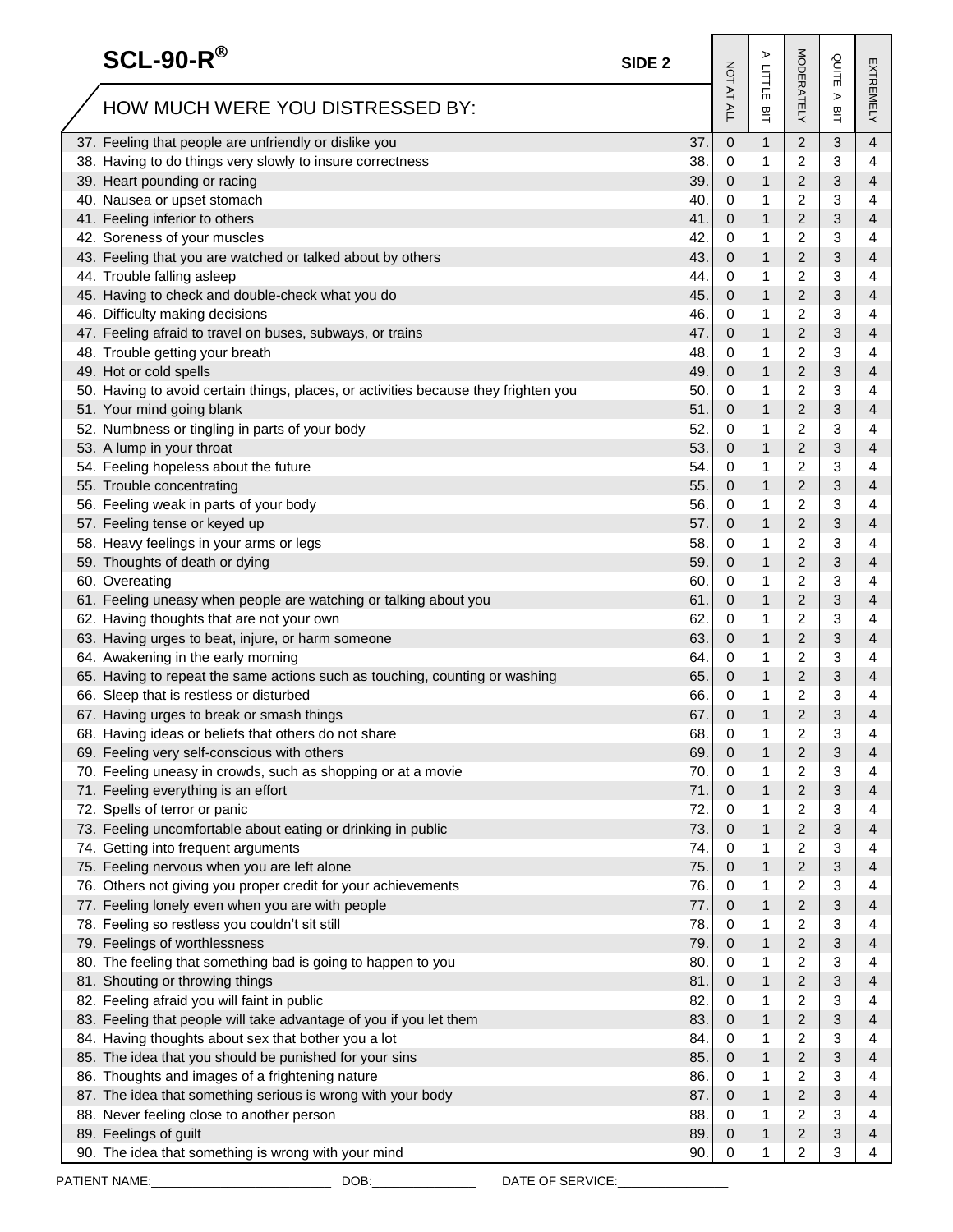# SCL-90-R®

**SIDE 2**

| HOW MUCH WERE YOU DISTRESSED BY: | | NOT AT ALL | A LITTLE BIT | MODERATELY | QUITE A BIT | EXTREMELY |
|---|---|---|---|---|---|---|
| 37. Feeling that people are unfriendly or dislike you | 37. | 0 | 1 | 2 | 3 | 4 |
| 38. Having to do things very slowly to insure correctness | 38. | 0 | 1 | 2 | 3 | 4 |
| 39. Heart pounding or racing | 39. | 0 | 1 | 2 | 3 | 4 |
| 40. Nausea or upset stomach | 40. | 0 | 1 | 2 | 3 | 4 |
| 41. Feeling inferior to others | 41. | 0 | 1 | 2 | 3 | 4 |
| 42. Soreness of your muscles | 42. | 0 | 1 | 2 | 3 | 4 |
| 43. Feeling that you are watched or talked about by others | 43. | 0 | 1 | 2 | 3 | 4 |
| 44. Trouble falling asleep | 44. | 0 | 1 | 2 | 3 | 4 |
| 45. Having to check and double-check what you do | 45. | 0 | 1 | 2 | 3 | 4 |
| 46. Difficulty making decisions | 46. | 0 | 1 | 2 | 3 | 4 |
| 47. Feeling afraid to travel on buses, subways, or trains | 47. | 0 | 1 | 2 | 3 | 4 |
| 48. Trouble getting your breath | 48. | 0 | 1 | 2 | 3 | 4 |
| 49. Hot or cold spells | 49. | 0 | 1 | 2 | 3 | 4 |
| 50. Having to avoid certain things, places, or activities because they frighten you | 50. | 0 | 1 | 2 | 3 | 4 |
| 51. Your mind going blank | 51. | 0 | 1 | 2 | 3 | 4 |
| 52. Numbness or tingling in parts of your body | 52. | 0 | 1 | 2 | 3 | 4 |
| 53. A lump in your throat | 53. | 0 | 1 | 2 | 3 | 4 |
| 54. Feeling hopeless about the future | 54. | 0 | 1 | 2 | 3 | 4 |
| 55. Trouble concentrating | 55. | 0 | 1 | 2 | 3 | 4 |
| 56. Feeling weak in parts of your body | 56. | 0 | 1 | 2 | 3 | 4 |
| 57. Feeling tense or keyed up | 57. | 0 | 1 | 2 | 3 | 4 |
| 58. Heavy feelings in your arms or legs | 58. | 0 | 1 | 2 | 3 | 4 |
| 59. Thoughts of death or dying | 59. | 0 | 1 | 2 | 3 | 4 |
| 60. Overeating | 60. | 0 | 1 | 2 | 3 | 4 |
| 61. Feeling uneasy when people are watching or talking about you | 61. | 0 | 1 | 2 | 3 | 4 |
| 62. Having thoughts that are not your own | 62. | 0 | 1 | 2 | 3 | 4 |
| 63. Having urges to beat, injure, or harm someone | 63. | 0 | 1 | 2 | 3 | 4 |
| 64. Awakening in the early morning | 64. | 0 | 1 | 2 | 3 | 4 |
| 65. Having to repeat the same actions such as touching, counting or washing | 65. | 0 | 1 | 2 | 3 | 4 |
| 66. Sleep that is restless or disturbed | 66. | 0 | 1 | 2 | 3 | 4 |
| 67. Having urges to break or smash things | 67. | 0 | 1 | 2 | 3 | 4 |
| 68. Having ideas or beliefs that others do not share | 68. | 0 | 1 | 2 | 3 | 4 |
| 69. Feeling very self-conscious with others | 69. | 0 | 1 | 2 | 3 | 4 |
| 70. Feeling uneasy in crowds, such as shopping or at a movie | 70. | 0 | 1 | 2 | 3 | 4 |
| 71. Feeling everything is an effort | 71. | 0 | 1 | 2 | 3 | 4 |
| 72. Spells of terror or panic | 72. | 0 | 1 | 2 | 3 | 4 |
| 73. Feeling uncomfortable about eating or drinking in public | 73. | 0 | 1 | 2 | 3 | 4 |
| 74. Getting into frequent arguments | 74. | 0 | 1 | 2 | 3 | 4 |
| 75. Feeling nervous when you are left alone | 75. | 0 | 1 | 2 | 3 | 4 |
| 76. Others not giving you proper credit for your achievements | 76. | 0 | 1 | 2 | 3 | 4 |
| 77. Feeling lonely even when you are with people | 77. | 0 | 1 | 2 | 3 | 4 |
| 78. Feeling so restless you couldn't sit still | 78. | 0 | 1 | 2 | 3 | 4 |
| 79. Feelings of worthlessness | 79. | 0 | 1 | 2 | 3 | 4 |
| 80. The feeling that something bad is going to happen to you | 80. | 0 | 1 | 2 | 3 | 4 |
| 81. Shouting or throwing things | 81. | 0 | 1 | 2 | 3 | 4 |
| 82. Feeling afraid you will faint in public | 82. | 0 | 1 | 2 | 3 | 4 |
| 83. Feeling that people will take advantage of you if you let them | 83. | 0 | 1 | 2 | 3 | 4 |
| 84. Having thoughts about sex that bother you a lot | 84. | 0 | 1 | 2 | 3 | 4 |
| 85. The idea that you should be punished for your sins | 85. | 0 | 1 | 2 | 3 | 4 |
| 86. Thoughts and images of a frightening nature | 86. | 0 | 1 | 2 | 3 | 4 |
| 87. The idea that something serious is wrong with your body | 87. | 0 | 1 | 2 | 3 | 4 |
| 88. Never feeling close to another person | 88. | 0 | 1 | 2 | 3 | 4 |
| 89. Feelings of guilt | 89. | 0 | 1 | 2 | 3 | 4 |
| 90. The idea that something is wrong with your mind | 90. | 0 | 1 | 2 | 3 | 4 |

PATIENT NAME:\_\_\_\_\_\_\_\_\_\_\_\_\_\_\_\_\_\_\_\_\_\_\_\_ DOB:\_\_\_\_\_\_\_\_\_\_\_\_\_\_\_ DATE OF SERVICE:\_\_\_\_\_\_\_\_\_\_\_\_\_\_\_\_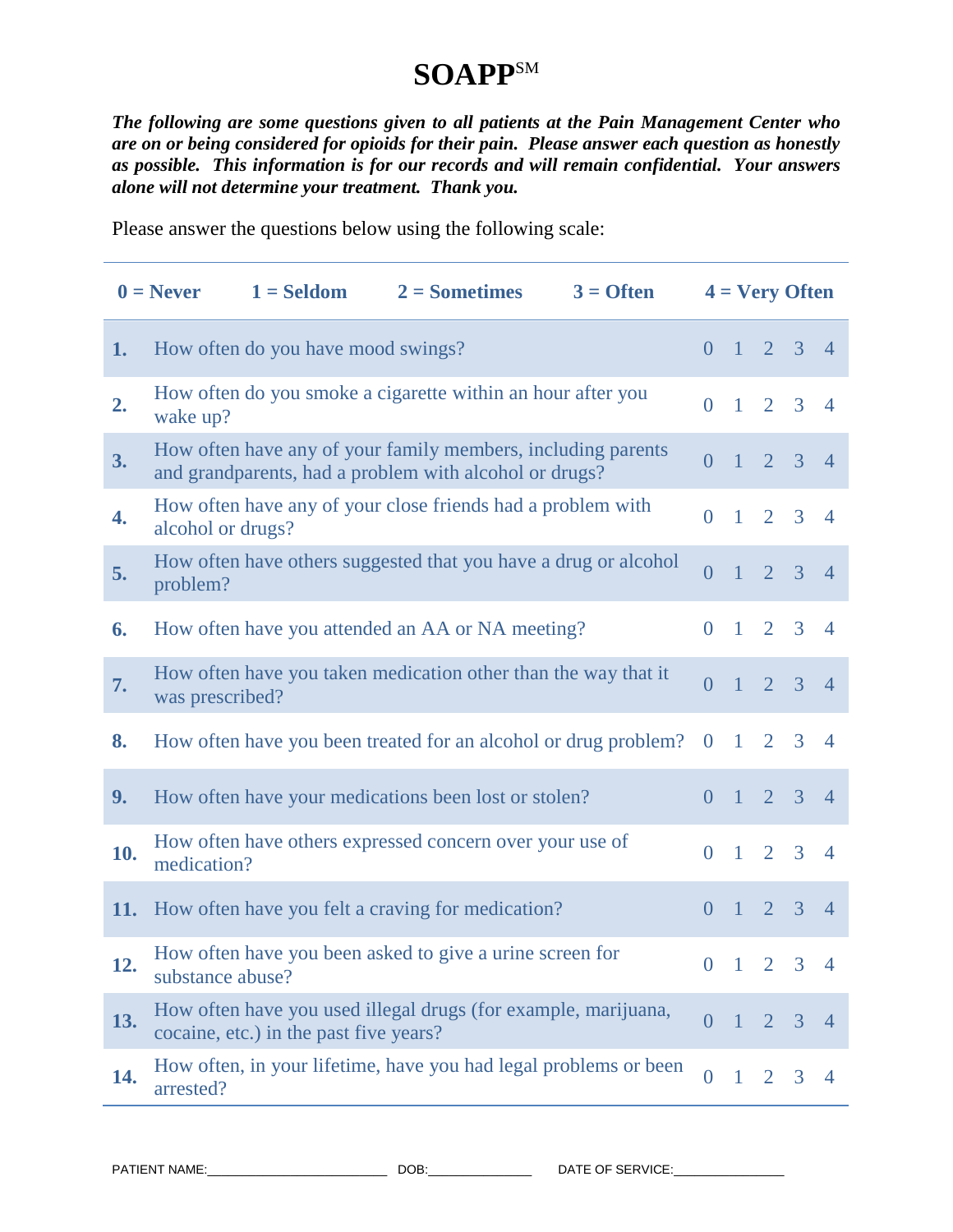# SOAPP[SM]

***The following are some questions given to all patients at the Pain Management Center who are on or being considered for opioids for their pain. Please answer each question as honestly as possible. This information is for our records and will remain confidential. Your answers alone will not determine your treatment. Thank you.***

Please answer the questions below using the following scale:

| **0 = Never** | **1 = Seldom** | **2 = Sometimes** | **3 = Often** | **4 = Very Often** | | | |
|---|---|---|---|---|---|---|---|
| **1.** | How often do you have mood swings? | 0 | 1 | 2 | 3 | 4 | |
| **2.** | How often do you smoke a cigarette within an hour after you wake up? | 0 | 1 | 2 | 3 | 4 | |
| **3.** | How often have any of your family members, including parents and grandparents, had a problem with alcohol or drugs? | 0 | 1 | 2 | 3 | 4 | |
| **4.** | How often have any of your close friends had a problem with alcohol or drugs? | 0 | 1 | 2 | 3 | 4 | |
| **5.** | How often have others suggested that you have a drug or alcohol problem? | 0 | 1 | 2 | 3 | 4 | |
| **6.** | How often have you attended an AA or NA meeting? | 0 | 1 | 2 | 3 | 4 | |
| **7.** | How often have you taken medication other than the way that it was prescribed? | 0 | 1 | 2 | 3 | 4 | |
| **8.** | How often have you been treated for an alcohol or drug problem? | 0 | 1 | 2 | 3 | 4 | |
| **9.** | How often have your medications been lost or stolen? | 0 | 1 | 2 | 3 | 4 | |
| **10.** | How often have others expressed concern over your use of medication? | 0 | 1 | 2 | 3 | 4 | |
| **11.** | How often have you felt a craving for medication? | 0 | 1 | 2 | 3 | 4 | |
| **12.** | How often have you been asked to give a urine screen for substance abuse? | 0 | 1 | 2 | 3 | 4 | |
| **13.** | How often have you used illegal drugs (for example, marijuana, cocaine, etc.) in the past five years? | 0 | 1 | 2 | 3 | 4 | |
| **14.** | How often, in your lifetime, have you had legal problems or been arrested? | 0 | 1 | 2 | 3 | 4 | |

PATIENT NAME:_________________________ DOB:______________ DATE OF SERVICE:_______________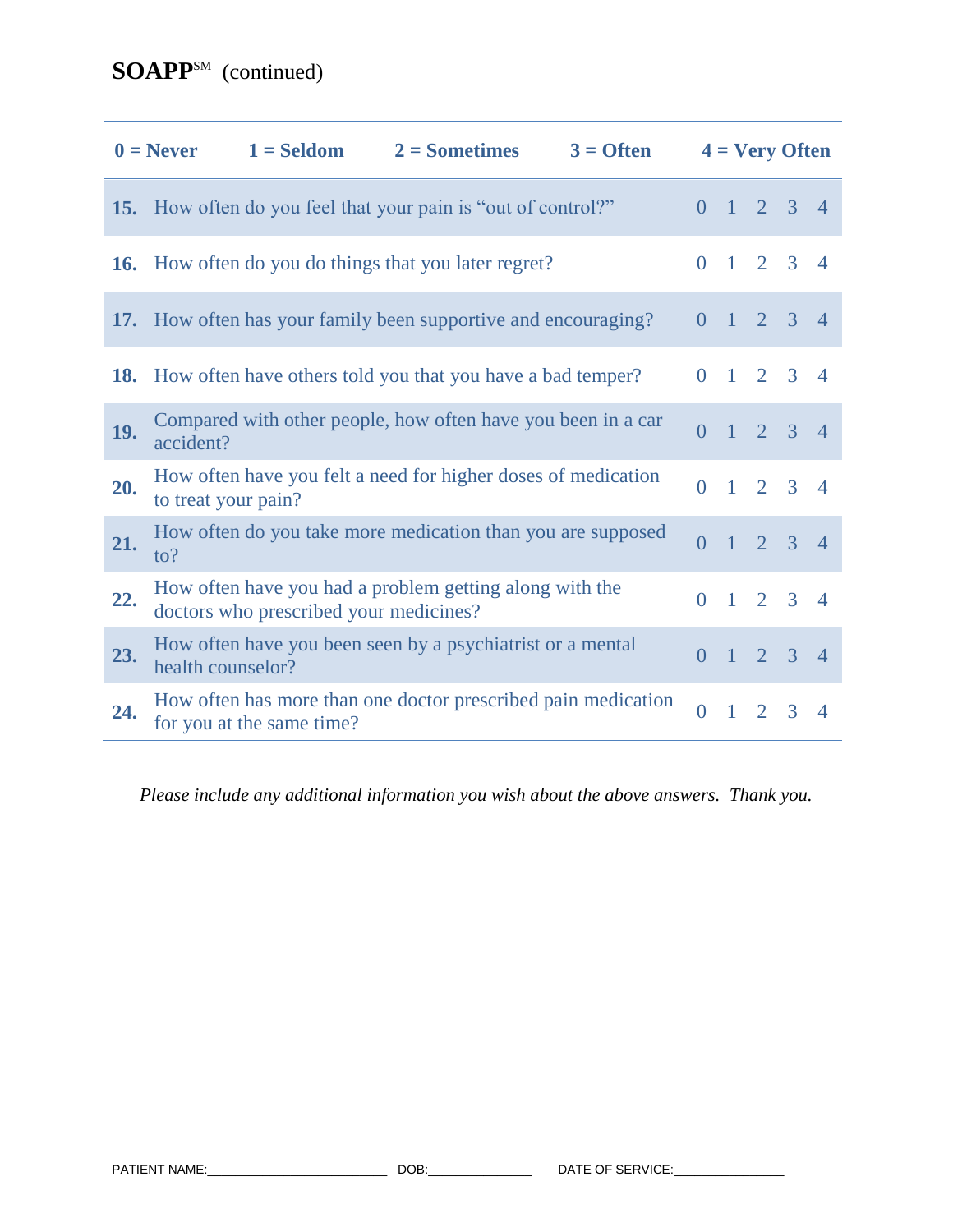# SOAPP[SM] (continued)

| 0 = Never | 1 = Seldom | 2 = Sometimes | 3 = Often | 4 = Very Often |
|---|---|---|---|---|

| | | | | | | |
|---|---|---|---|---|---|---|
| **15.** | How often do you feel that your pain is "out of control?" | 0 | 1 | 2 | 3 | 4 |
| **16.** | How often do you do things that you later regret? | 0 | 1 | 2 | 3 | 4 |
| **17.** | How often has your family been supportive and encouraging? | 0 | 1 | 2 | 3 | 4 |
| **18.** | How often have others told you that you have a bad temper? | 0 | 1 | 2 | 3 | 4 |
| **19.** | Compared with other people, how often have you been in a car accident? | 0 | 1 | 2 | 3 | 4 |
| **20.** | How often have you felt a need for higher doses of medication to treat your pain? | 0 | 1 | 2 | 3 | 4 |
| **21.** | How often do you take more medication than you are supposed to? | 0 | 1 | 2 | 3 | 4 |
| **22.** | How often have you had a problem getting along with the doctors who prescribed your medicines? | 0 | 1 | 2 | 3 | 4 |
| **23.** | How often have you been seen by a psychiatrist or a mental health counselor? | 0 | 1 | 2 | 3 | 4 |
| **24.** | How often has more than one doctor prescribed pain medication for you at the same time? | 0 | 1 | 2 | 3 | 4 |

*Please include any additional information you wish about the above answers. Thank you.*

PATIENT NAME:\_\_\_\_\_\_\_\_\_\_\_\_\_\_\_\_\_\_\_\_\_\_\_\_\_ DOB:\_\_\_\_\_\_\_\_\_\_\_\_\_\_ DATE OF SERVICE:\_\_\_\_\_\_\_\_\_\_\_\_\_\_\_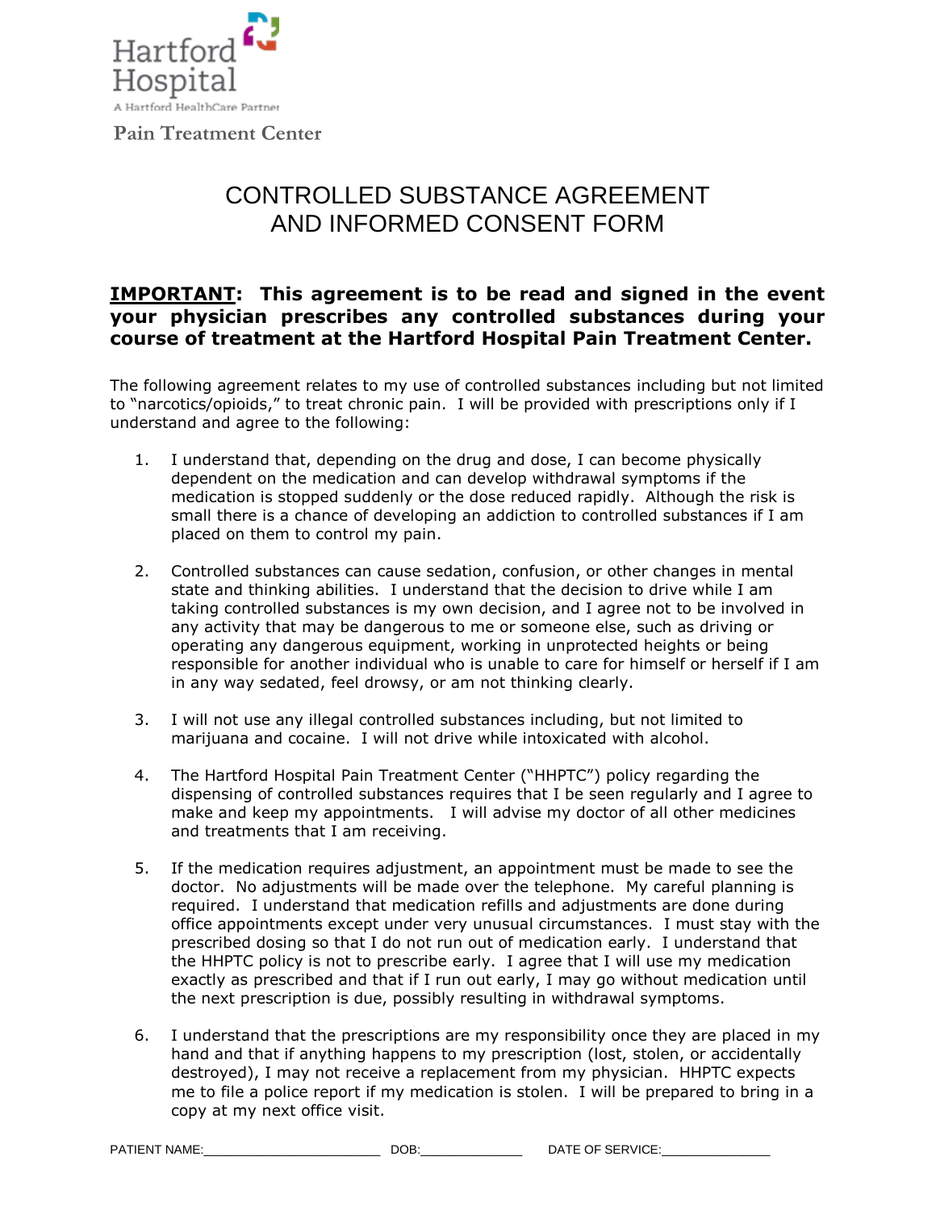Hartford Hospital

A Hartford HealthCare Partner

**Pain Treatment Center**

# CONTROLLED SUBSTANCE AGREEMENT AND INFORMED CONSENT FORM

**<u>IMPORTANT</u>: This agreement is to be read and signed in the event your physician prescribes any controlled substances during your course of treatment at the Hartford Hospital Pain Treatment Center.**

The following agreement relates to my use of controlled substances including but not limited to "narcotics/opioids," to treat chronic pain. I will be provided with prescriptions only if I understand and agree to the following:

1. I understand that, depending on the drug and dose, I can become physically dependent on the medication and can develop withdrawal symptoms if the medication is stopped suddenly or the dose reduced rapidly. Although the risk is small there is a chance of developing an addiction to controlled substances if I am placed on them to control my pain.

2. Controlled substances can cause sedation, confusion, or other changes in mental state and thinking abilities. I understand that the decision to drive while I am taking controlled substances is my own decision, and I agree not to be involved in any activity that may be dangerous to me or someone else, such as driving or operating any dangerous equipment, working in unprotected heights or being responsible for another individual who is unable to care for himself or herself if I am in any way sedated, feel drowsy, or am not thinking clearly.

3. I will not use any illegal controlled substances including, but not limited to marijuana and cocaine. I will not drive while intoxicated with alcohol.

4. The Hartford Hospital Pain Treatment Center ("HHPTC") policy regarding the dispensing of controlled substances requires that I be seen regularly and I agree to make and keep my appointments. I will advise my doctor of all other medicines and treatments that I am receiving.

5. If the medication requires adjustment, an appointment must be made to see the doctor. No adjustments will be made over the telephone. My careful planning is required. I understand that medication refills and adjustments are done during office appointments except under very unusual circumstances. I must stay with the prescribed dosing so that I do not run out of medication early. I understand that the HHPTC policy is not to prescribe early. I agree that I will use my medication exactly as prescribed and that if I run out early, I may go without medication until the next prescription is due, possibly resulting in withdrawal symptoms.

6. I understand that the prescriptions are my responsibility once they are placed in my hand and that if anything happens to my prescription (lost, stolen, or accidentally destroyed), I may not receive a replacement from my physician. HHPTC expects me to file a police report if my medication is stolen. I will be prepared to bring in a copy at my next office visit.

PATIENT NAME:\_\_\_\_\_\_\_\_\_\_\_\_\_\_\_\_\_\_\_\_\_\_\_ DOB:\_\_\_\_\_\_\_\_\_\_\_\_\_ DATE OF SERVICE:\_\_\_\_\_\_\_\_\_\_\_\_\_\_\_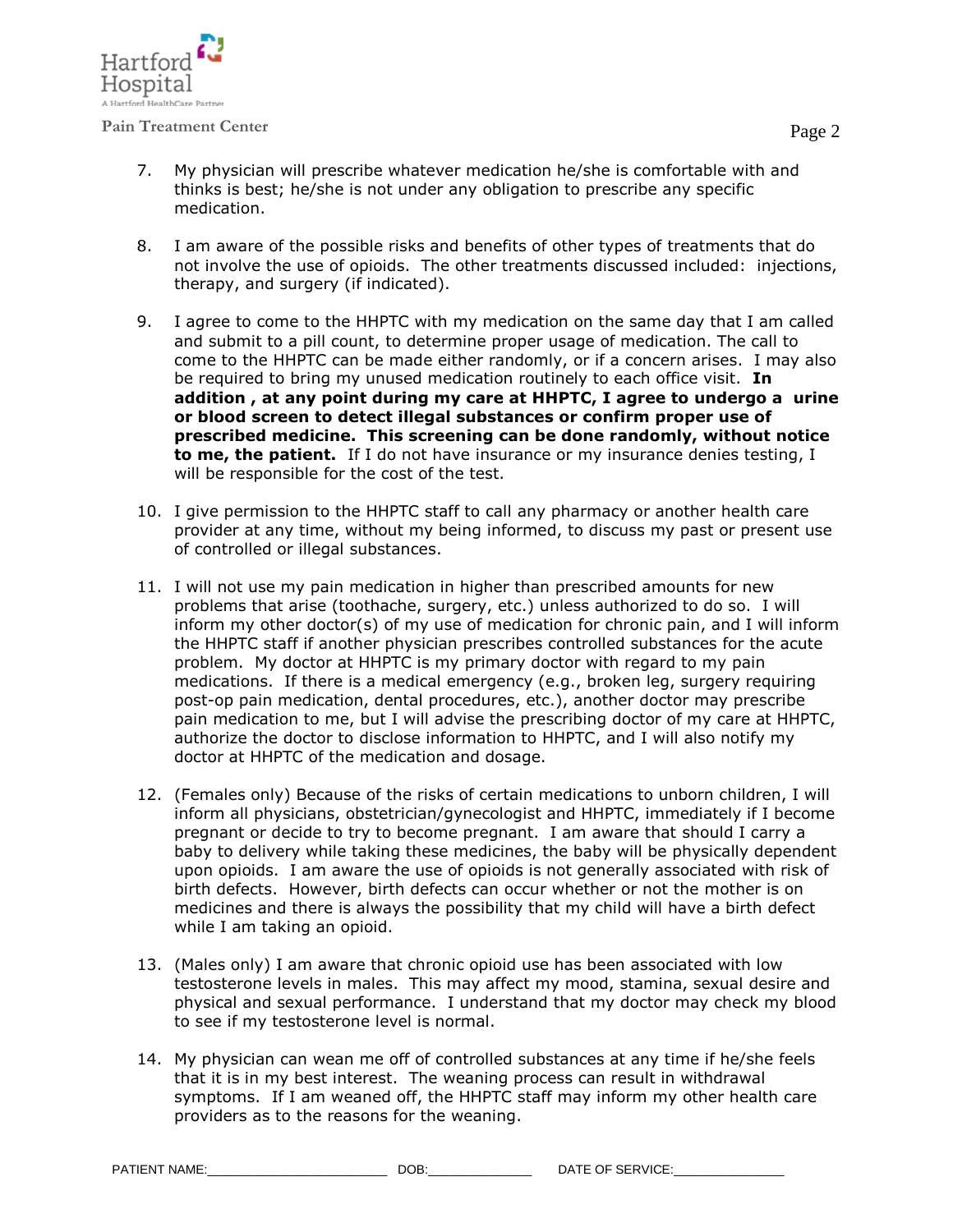7. My physician will prescribe whatever medication he/she is comfortable with and thinks is best; he/she is not under any obligation to prescribe any specific medication.

8. I am aware of the possible risks and benefits of other types of treatments that do not involve the use of opioids. The other treatments discussed included: injections, therapy, and surgery (if indicated).

9. I agree to come to the HHPTC with my medication on the same day that I am called and submit to a pill count, to determine proper usage of medication. The call to come to the HHPTC can be made either randomly, or if a concern arises. I may also be required to bring my unused medication routinely to each office visit. **In addition , at any point during my care at HHPTC, I agree to undergo a urine or blood screen to detect illegal substances or confirm proper use of prescribed medicine. This screening can be done randomly, without notice to me, the patient.** If I do not have insurance or my insurance denies testing, I will be responsible for the cost of the test.

10. I give permission to the HHPTC staff to call any pharmacy or another health care provider at any time, without my being informed, to discuss my past or present use of controlled or illegal substances.

11. I will not use my pain medication in higher than prescribed amounts for new problems that arise (toothache, surgery, etc.) unless authorized to do so. I will inform my other doctor(s) of my use of medication for chronic pain, and I will inform the HHPTC staff if another physician prescribes controlled substances for the acute problem. My doctor at HHPTC is my primary doctor with regard to my pain medications. If there is a medical emergency (e.g., broken leg, surgery requiring post-op pain medication, dental procedures, etc.), another doctor may prescribe pain medication to me, but I will advise the prescribing doctor of my care at HHPTC, authorize the doctor to disclose information to HHPTC, and I will also notify my doctor at HHPTC of the medication and dosage.

12. (Females only) Because of the risks of certain medications to unborn children, I will inform all physicians, obstetrician/gynecologist and HHPTC, immediately if I become pregnant or decide to try to become pregnant. I am aware that should I carry a baby to delivery while taking these medicines, the baby will be physically dependent upon opioids. I am aware the use of opioids is not generally associated with risk of birth defects. However, birth defects can occur whether or not the mother is on medicines and there is always the possibility that my child will have a birth defect while I am taking an opioid.

13. (Males only) I am aware that chronic opioid use has been associated with low testosterone levels in males. This may affect my mood, stamina, sexual desire and physical and sexual performance. I understand that my doctor may check my blood to see if my testosterone level is normal.

14. My physician can wean me off of controlled substances at any time if he/she feels that it is in my best interest. The weaning process can result in withdrawal symptoms. If I am weaned off, the HHPTC staff may inform my other health care providers as to the reasons for the weaning.

PATIENT NAME:\_\_\_\_\_\_\_\_\_\_\_\_\_\_\_\_\_\_\_\_\_\_\_\_ DOB:\_\_\_\_\_\_\_\_\_\_\_\_\_\_ DATE OF SERVICE:\_\_\_\_\_\_\_\_\_\_\_\_\_\_\_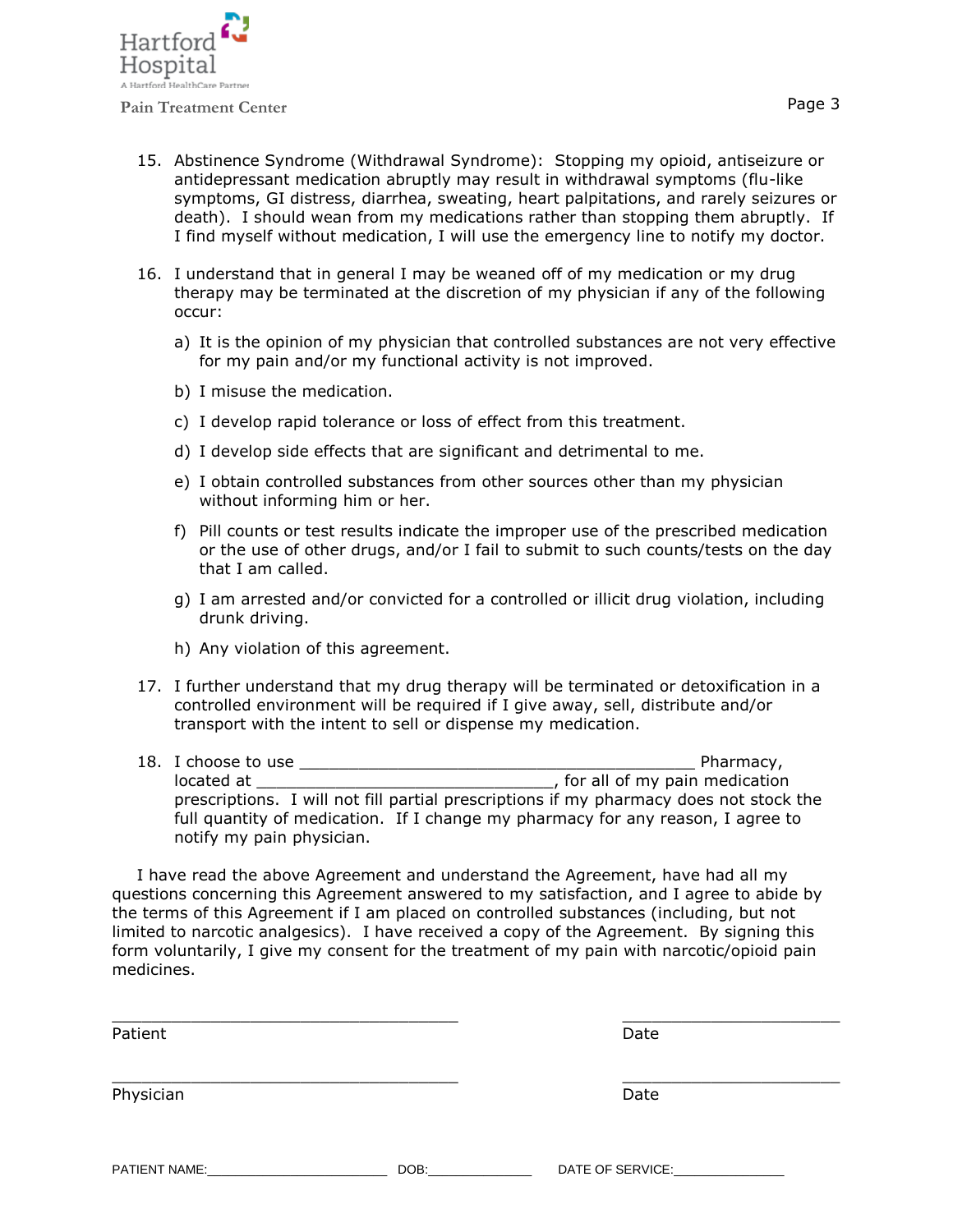15. Abstinence Syndrome (Withdrawal Syndrome): Stopping my opioid, antiseizure or antidepressant medication abruptly may result in withdrawal symptoms (flu-like symptoms, GI distress, diarrhea, sweating, heart palpitations, and rarely seizures or death). I should wean from my medications rather than stopping them abruptly. If I find myself without medication, I will use the emergency line to notify my doctor.

16. I understand that in general I may be weaned off of my medication or my drug therapy may be terminated at the discretion of my physician if any of the following occur:

    a) It is the opinion of my physician that controlled substances are not very effective for my pain and/or my functional activity is not improved.

    b) I misuse the medication.

    c) I develop rapid tolerance or loss of effect from this treatment.

    d) I develop side effects that are significant and detrimental to me.

    e) I obtain controlled substances from other sources other than my physician without informing him or her.

    f) Pill counts or test results indicate the improper use of the prescribed medication or the use of other drugs, and/or I fail to submit to such counts/tests on the day that I am called.

    g) I am arrested and/or convicted for a controlled or illicit drug violation, including drunk driving.

    h) Any violation of this agreement.

17. I further understand that my drug therapy will be terminated or detoxification in a controlled environment will be required if I give away, sell, distribute and/or transport with the intent to sell or dispense my medication.

18. I choose to use ________________________________________ Pharmacy, located at ______________________________, for all of my pain medication prescriptions. I will not fill partial prescriptions if my pharmacy does not stock the full quantity of medication. If I change my pharmacy for any reason, I agree to notify my pain physician.

I have read the above Agreement and understand the Agreement, have had all my questions concerning this Agreement answered to my satisfaction, and I agree to abide by the terms of this Agreement if I am placed on controlled substances (including, but not limited to narcotic analgesics). I have received a copy of the Agreement. By signing this form voluntarily, I give my consent for the treatment of my pain with narcotic/opioid pain medicines.

____________________________________ ______________________

Patient Date

____________________________________ ______________________

Physician Date

PATIENT NAME:______________________ DOB:_____________ DATE OF SERVICE:______________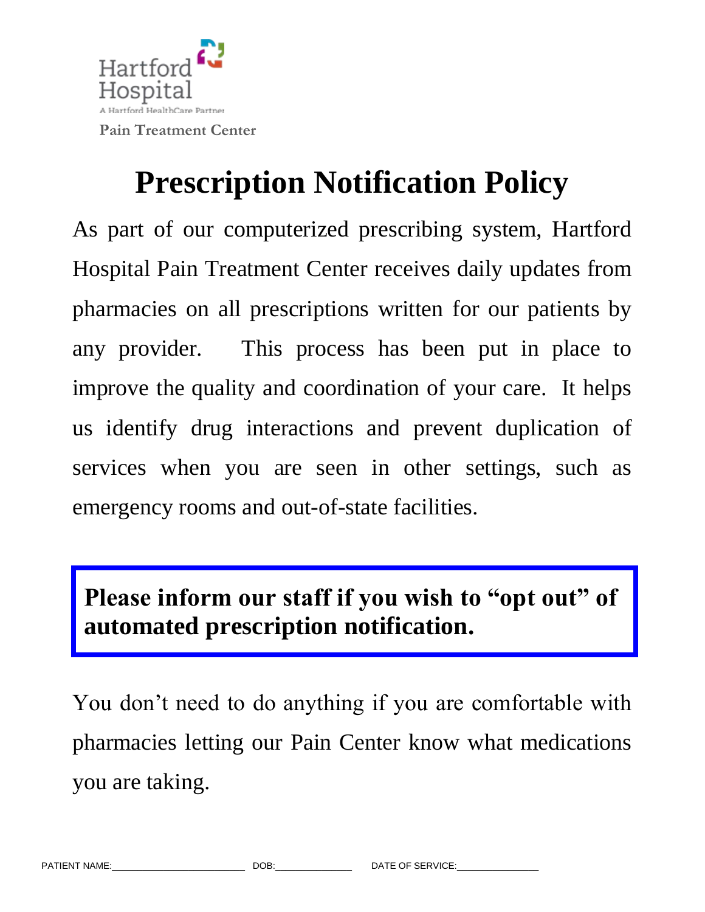Hartford Hospital

A Hartford HealthCare Partner

Pain Treatment Center

# Prescription Notification Policy

As part of our computerized prescribing system, Hartford Hospital Pain Treatment Center receives daily updates from pharmacies on all prescriptions written for our patients by any provider. This process has been put in place to improve the quality and coordination of your care. It helps us identify drug interactions and prevent duplication of services when you are seen in other settings, such as emergency rooms and out-of-state facilities.

**Please inform our staff if you wish to "opt out" of automated prescription notification.**

You don't need to do anything if you are comfortable with pharmacies letting our Pain Center know what medications you are taking.

PATIENT NAME:______________________ DOB:_____________ DATE OF SERVICE:______________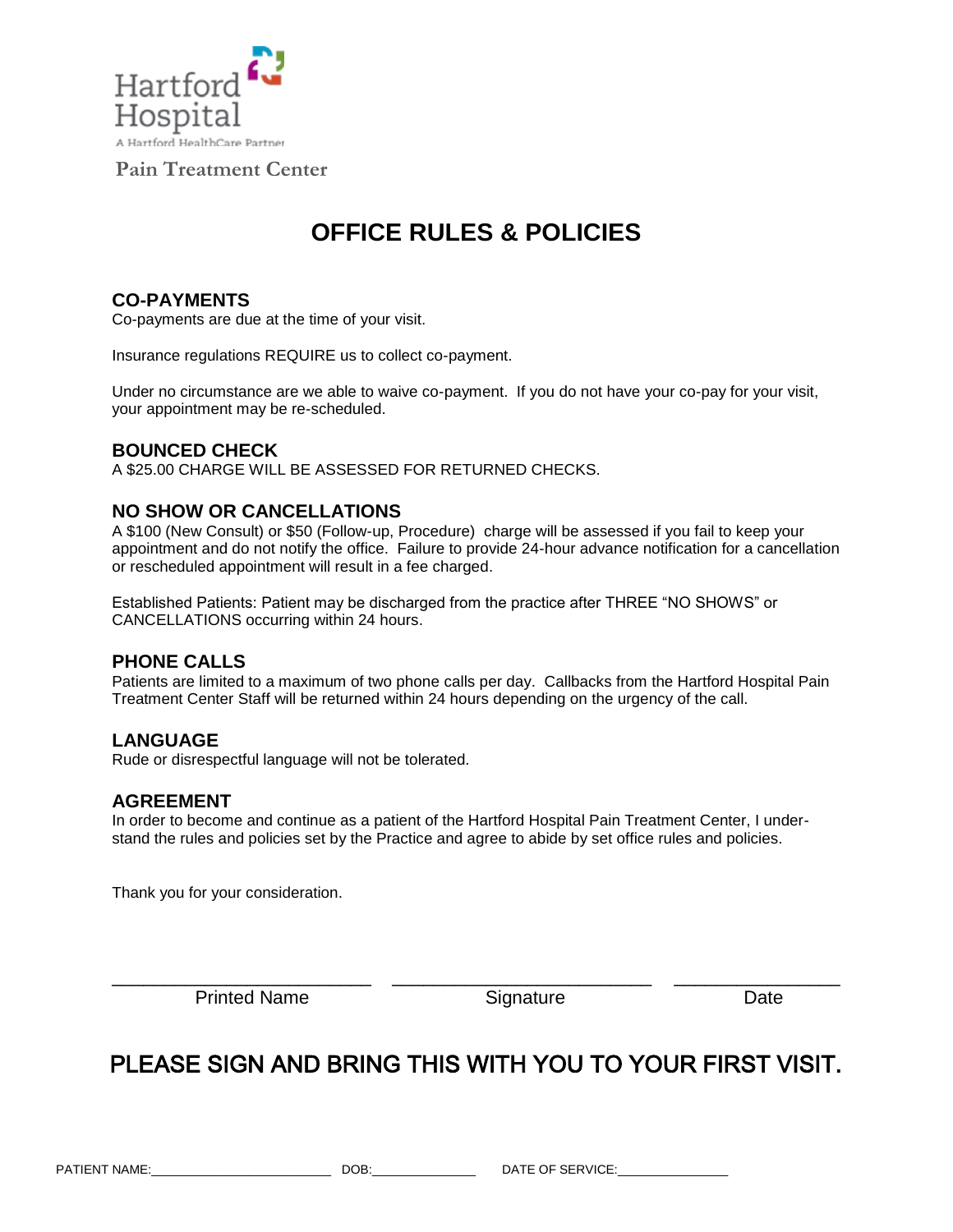Hartford Hospital

A Hartford HealthCare Partner

Pain Treatment Center

# OFFICE RULES & POLICIES

## CO-PAYMENTS

Co-payments are due at the time of your visit.

Insurance regulations REQUIRE us to collect co-payment.

Under no circumstance are we able to waive co-payment. If you do not have your co-pay for your visit, your appointment may be re-scheduled.

## BOUNCED CHECK

A $25.00 CHARGE WILL BE ASSESSED FOR RETURNED CHECKS.

## NO SHOW OR CANCELLATIONS

A $100 (New Consult) or $50 (Follow-up, Procedure) charge will be assessed if you fail to keep your appointment and do not notify the office. Failure to provide 24-hour advance notification for a cancellation or rescheduled appointment will result in a fee charged.

Established Patients: Patient may be discharged from the practice after THREE "NO SHOWS" or CANCELLATIONS occurring within 24 hours.

## PHONE CALLS

Patients are limited to a maximum of two phone calls per day. Callbacks from the Hartford Hospital Pain Treatment Center Staff will be returned within 24 hours depending on the urgency of the call.

## LANGUAGE

Rude or disrespectful language will not be tolerated.

## AGREEMENT

In order to become and continue as a patient of the Hartford Hospital Pain Treatment Center, I understand the rules and policies set by the Practice and agree to abide by set office rules and policies.

Thank you for your consideration.

___________________________ ___________________________ _________________

Printed Name Signature Date

## PLEASE SIGN AND BRING THIS WITH YOU TO YOUR FIRST VISIT.

PATIENT NAME:_________________________ DOB:______________ DATE OF SERVICE:_______________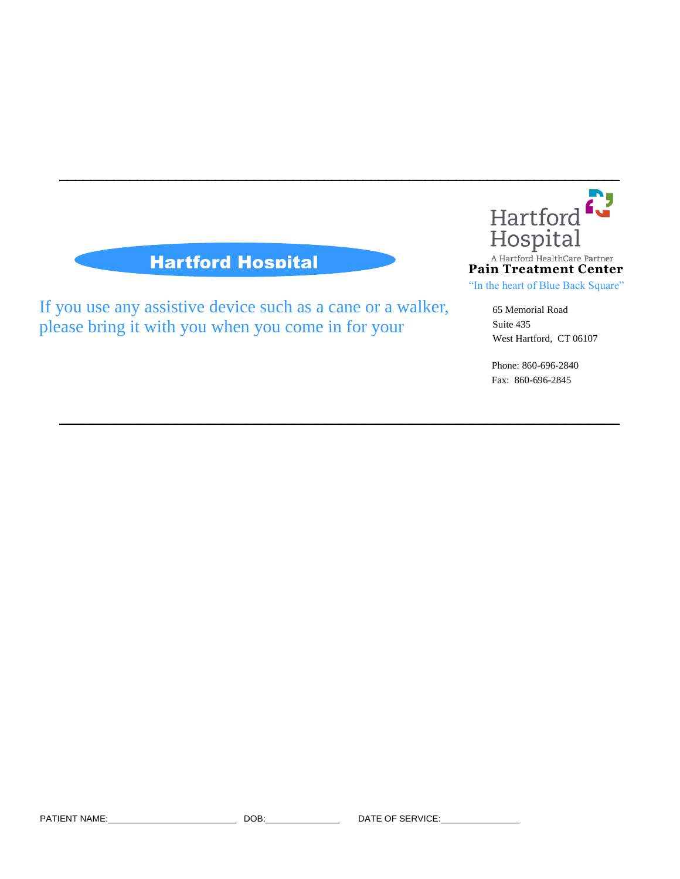Hartford Hospital

If you use any assistive device such as a cane or a walker, please bring it with you when you come in for your

Hartford Hospital

A Hartford HealthCare Partner

**Pain Treatment Center**

"In the heart of Blue Back Square"

65 Memorial Road
Suite 435
West Hartford, CT 06107

Phone: 860-696-2840
Fax: 860-696-2845

PATIENT NAME:________________________ DOB:______________ DATE OF SERVICE:_______________